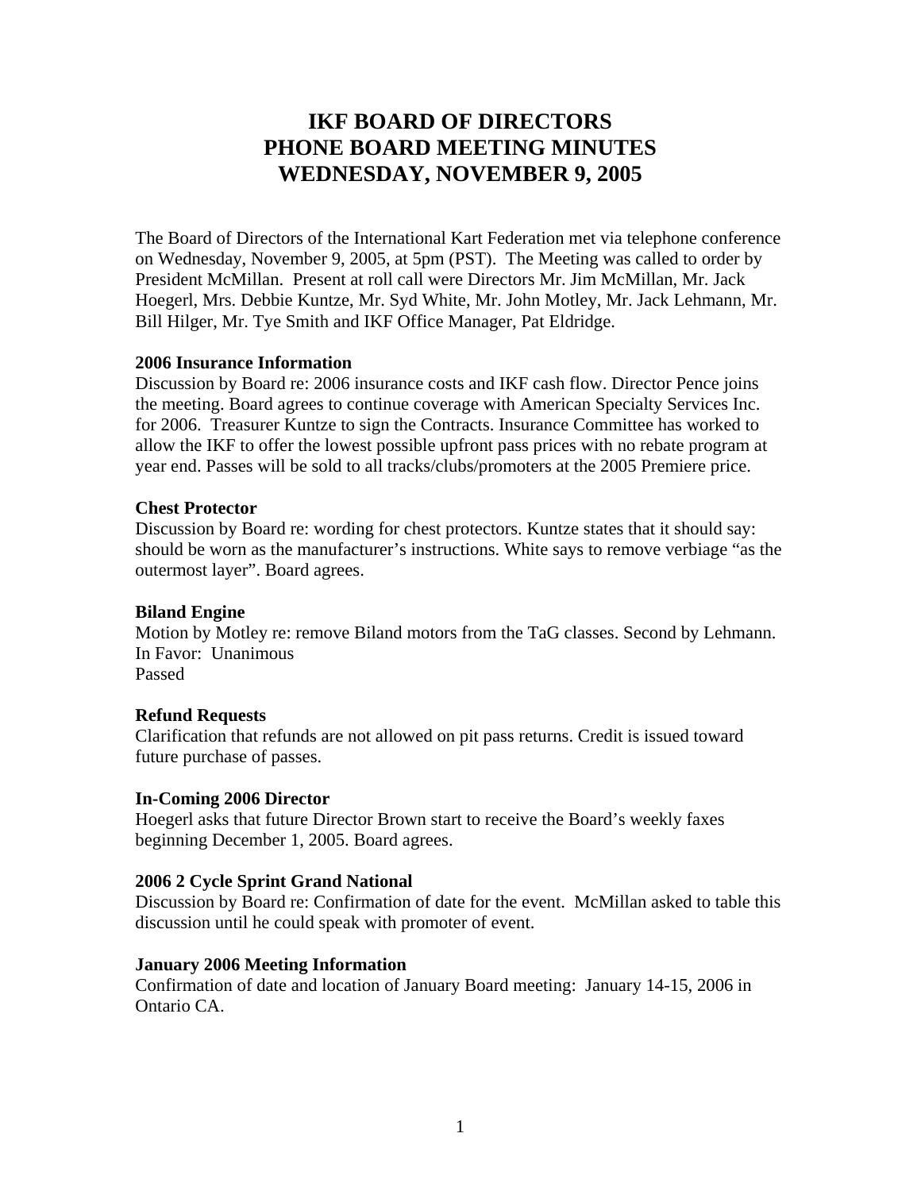# IKF BOARD OF DIRECTORS
# PHONE BOARD MEETING MINUTES
# WEDNESDAY, NOVEMBER 9, 2005

The Board of Directors of the International Kart Federation met via telephone conference on Wednesday, November 9, 2005, at 5pm (PST). The Meeting was called to order by President McMillan. Present at roll call were Directors Mr. Jim McMillan, Mr. Jack Hoegerl, Mrs. Debbie Kuntze, Mr. Syd White, Mr. John Motley, Mr. Jack Lehmann, Mr. Bill Hilger, Mr. Tye Smith and IKF Office Manager, Pat Eldridge.

**2006 Insurance Information**

Discussion by Board re: 2006 insurance costs and IKF cash flow. Director Pence joins the meeting. Board agrees to continue coverage with American Specialty Services Inc. for 2006. Treasurer Kuntze to sign the Contracts. Insurance Committee has worked to allow the IKF to offer the lowest possible upfront pass prices with no rebate program at year end. Passes will be sold to all tracks/clubs/promoters at the 2005 Premiere price.

**Chest Protector**

Discussion by Board re: wording for chest protectors. Kuntze states that it should say: should be worn as the manufacturer's instructions. White says to remove verbiage "as the outermost layer". Board agrees.

**Biland Engine**

Motion by Motley re: remove Biland motors from the TaG classes. Second by Lehmann.
In Favor: Unanimous
Passed

**Refund Requests**

Clarification that refunds are not allowed on pit pass returns. Credit is issued toward future purchase of passes.

**In-Coming 2006 Director**

Hoegerl asks that future Director Brown start to receive the Board's weekly faxes beginning December 1, 2005. Board agrees.

**2006 2 Cycle Sprint Grand National**

Discussion by Board re: Confirmation of date for the event. McMillan asked to table this discussion until he could speak with promoter of event.

**January 2006 Meeting Information**

Confirmation of date and location of January Board meeting: January 14-15, 2006 in Ontario CA.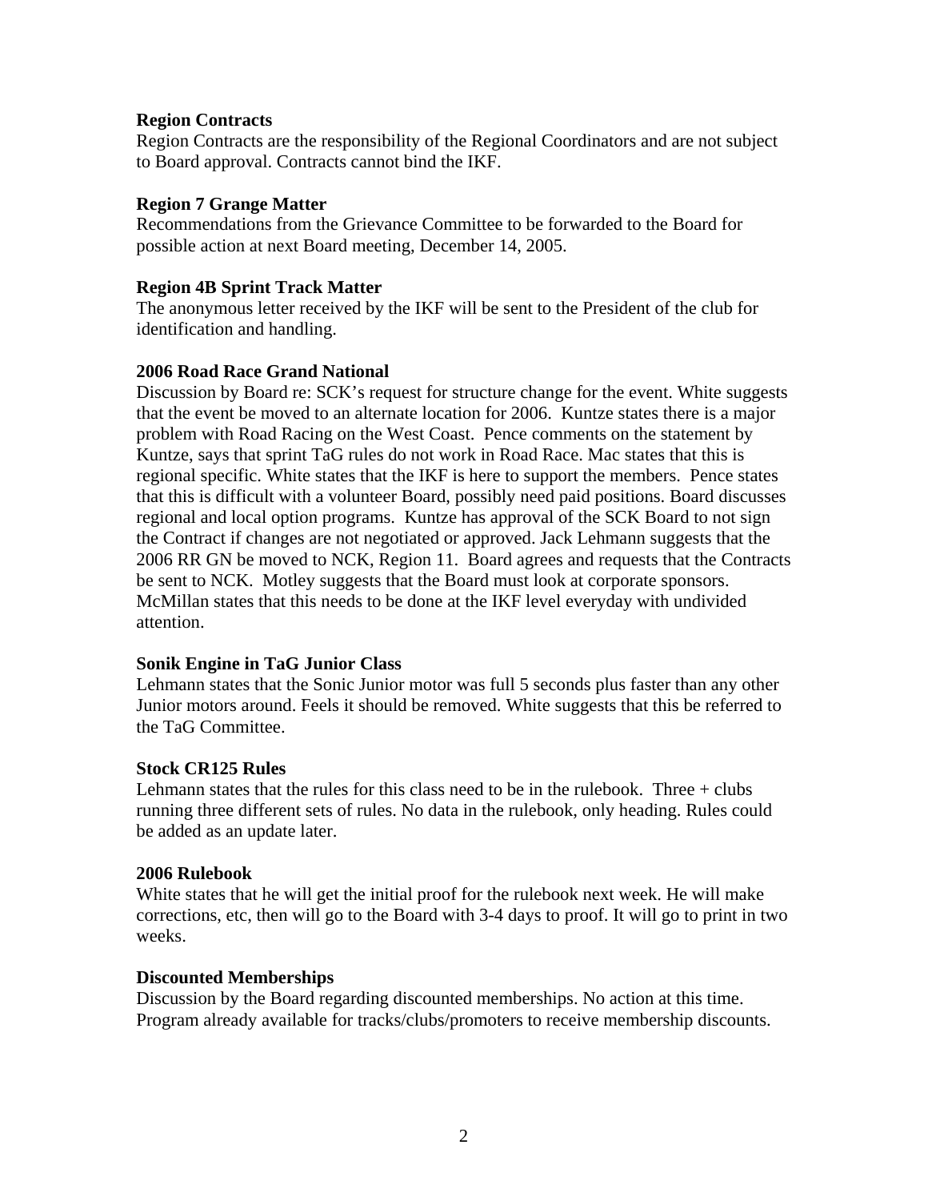**Region Contracts**

Region Contracts are the responsibility of the Regional Coordinators and are not subject to Board approval. Contracts cannot bind the IKF.

**Region 7 Grange Matter**

Recommendations from the Grievance Committee to be forwarded to the Board for possible action at next Board meeting, December 14, 2005.

**Region 4B Sprint Track Matter**

The anonymous letter received by the IKF will be sent to the President of the club for identification and handling.

**2006 Road Race Grand National**

Discussion by Board re: SCK's request for structure change for the event. White suggests that the event be moved to an alternate location for 2006. Kuntze states there is a major problem with Road Racing on the West Coast. Pence comments on the statement by Kuntze, says that sprint TaG rules do not work in Road Race. Mac states that this is regional specific. White states that the IKF is here to support the members. Pence states that this is difficult with a volunteer Board, possibly need paid positions. Board discusses regional and local option programs. Kuntze has approval of the SCK Board to not sign the Contract if changes are not negotiated or approved. Jack Lehmann suggests that the 2006 RR GN be moved to NCK, Region 11. Board agrees and requests that the Contracts be sent to NCK. Motley suggests that the Board must look at corporate sponsors. McMillan states that this needs to be done at the IKF level everyday with undivided attention.

**Sonik Engine in TaG Junior Class**

Lehmann states that the Sonic Junior motor was full 5 seconds plus faster than any other Junior motors around. Feels it should be removed. White suggests that this be referred to the TaG Committee.

**Stock CR125 Rules**

Lehmann states that the rules for this class need to be in the rulebook. Three + clubs running three different sets of rules. No data in the rulebook, only heading. Rules could be added as an update later.

**2006 Rulebook**

White states that he will get the initial proof for the rulebook next week. He will make corrections, etc, then will go to the Board with 3-4 days to proof. It will go to print in two weeks.

**Discounted Memberships**

Discussion by the Board regarding discounted memberships. No action at this time. Program already available for tracks/clubs/promoters to receive membership discounts.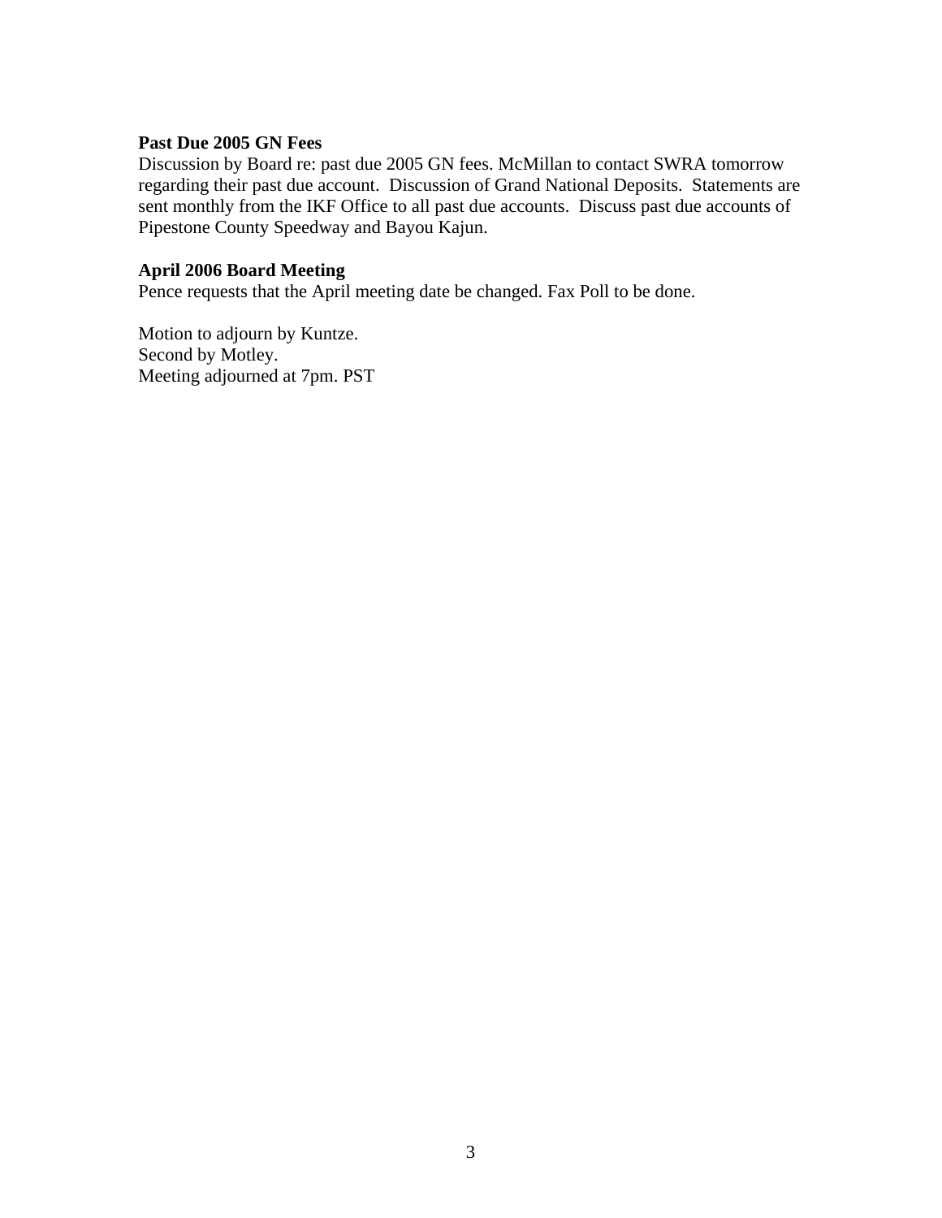**Past Due 2005 GN Fees**

Discussion by Board re: past due 2005 GN fees. McMillan to contact SWRA tomorrow regarding their past due account. Discussion of Grand National Deposits. Statements are sent monthly from the IKF Office to all past due accounts. Discuss past due accounts of Pipestone County Speedway and Bayou Kajun.

**April 2006 Board Meeting**

Pence requests that the April meeting date be changed. Fax Poll to be done.

Motion to adjourn by Kuntze.
Second by Motley.
Meeting adjourned at 7pm. PST